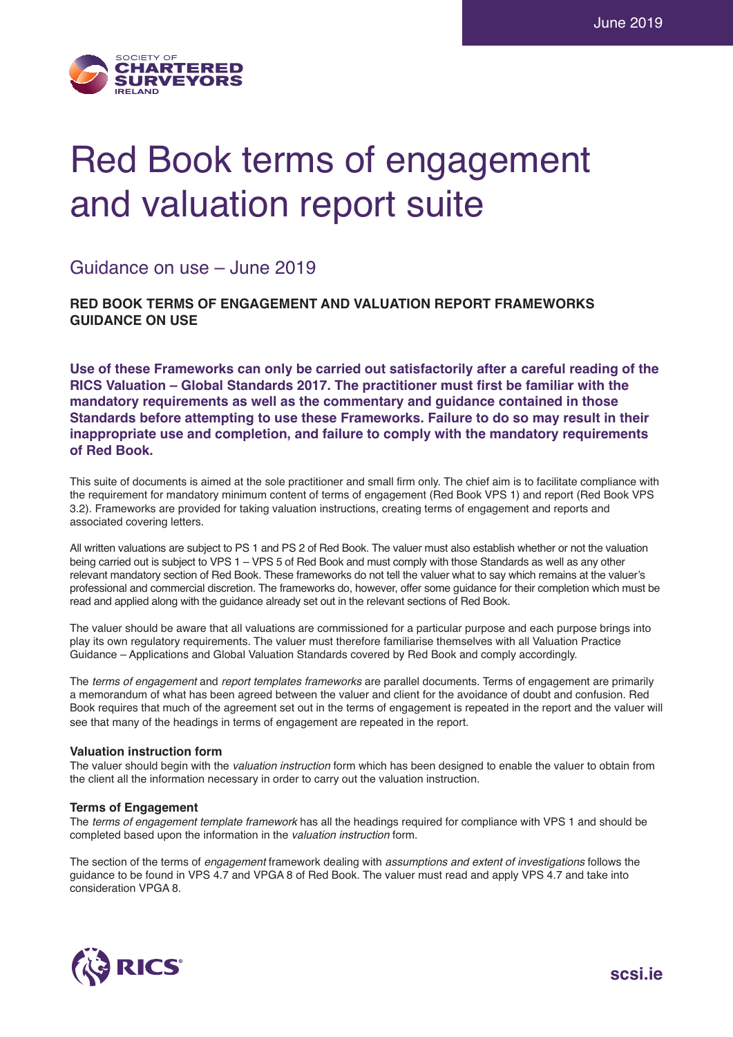# Red Book terms of engagement and valuation report suite

## Guidance on use – June 2019

**RED BOOK TERMS OF ENGAGEMENT AND VALUATION REPORT FRAMEWORKS GUIDANCE ON USE**

**Use of these Frameworks can only be carried out satisfactorily after a careful reading of the RICS Valuation – Global Standards 2017. The practitioner must first be familiar with the mandatory requirements as well as the commentary and guidance contained in those Standards before attempting to use these Frameworks. Failure to do so may result in their inappropriate use and completion, and failure to comply with the mandatory requirements of Red Book.**

This suite of documents is aimed at the sole practitioner and small firm only. The chief aim is to facilitate compliance with the requirement for mandatory minimum content of terms of engagement (Red Book VPS 1) and report (Red Book VPS 3.2). Frameworks are provided for taking valuation instructions, creating terms of engagement and reports and associated covering letters.

All written valuations are subject to PS 1 and PS 2 of Red Book. The valuer must also establish whether or not the valuation being carried out is subject to VPS 1 – VPS 5 of Red Book and must comply with those Standards as well as any other relevant mandatory section of Red Book. These frameworks do not tell the valuer what to say which remains at the valuer's professional and commercial discretion. The frameworks do, however, offer some guidance for their completion which must be read and applied along with the guidance already set out in the relevant sections of Red Book.

The valuer should be aware that all valuations are commissioned for a particular purpose and each purpose brings into play its own regulatory requirements. The valuer must therefore familiarise themselves with all Valuation Practice Guidance – Applications and Global Valuation Standards covered by Red Book and comply accordingly.

The *terms of engagement* and *report templates frameworks* are parallel documents. Terms of engagement are primarily a memorandum of what has been agreed between the valuer and client for the avoidance of doubt and confusion. Red Book requires that much of the agreement set out in the terms of engagement is repeated in the report and the valuer will see that many of the headings in terms of engagement are repeated in the report.

### Valuation instruction form

The valuer should begin with the *valuation instruction* form which has been designed to enable the valuer to obtain from the client all the information necessary in order to carry out the valuation instruction.

### Terms of Engagement

The *terms of engagement template framework* has all the headings required for compliance with VPS 1 and should be completed based upon the information in the *valuation instruction* form.

The section of the terms of *engagement* framework dealing with *assumptions and extent of investigations* follows the guidance to be found in VPS 4.7 and VPGA 8 of Red Book. The valuer must read and apply VPS 4.7 and take into consideration VPGA 8.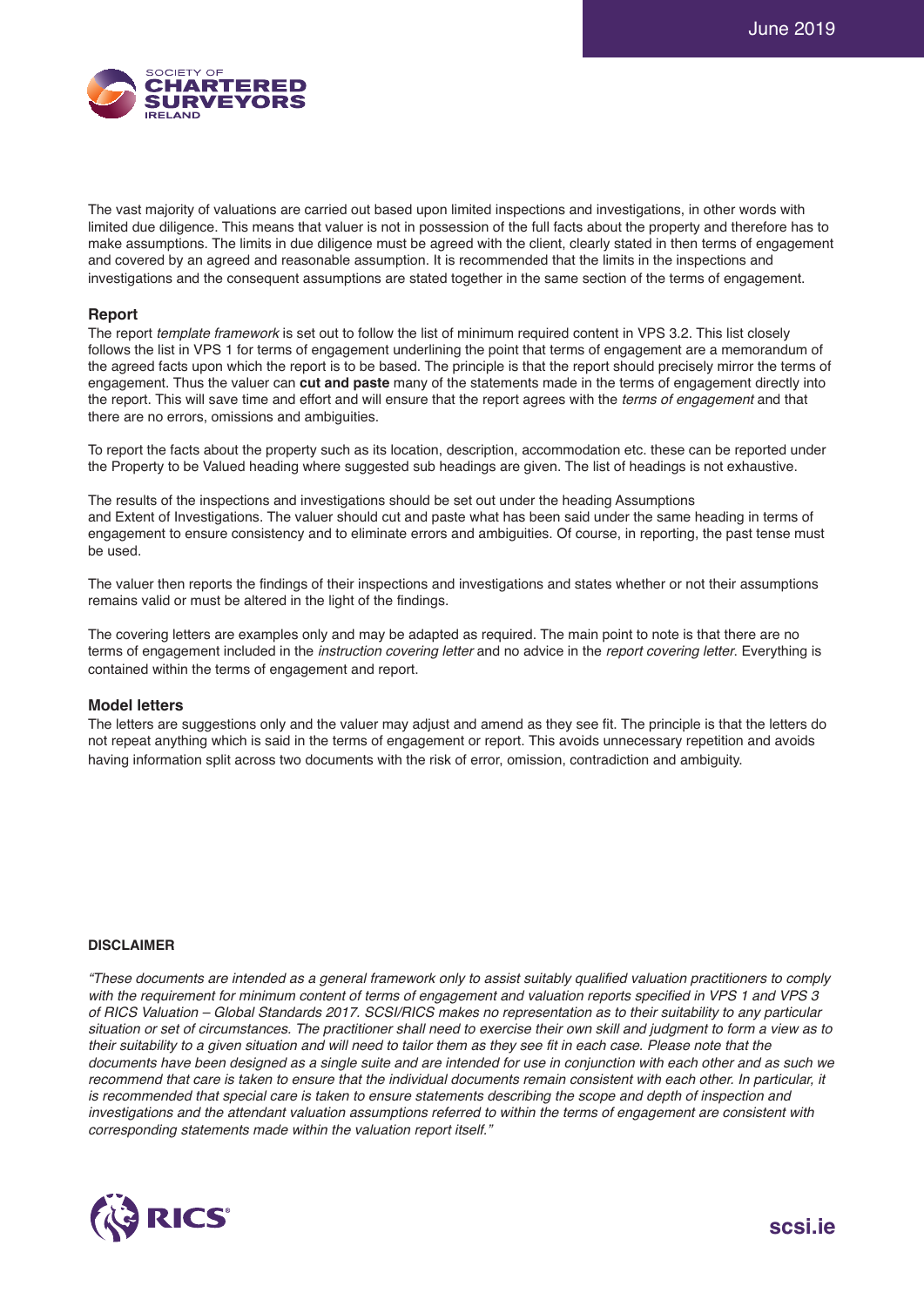The vast majority of valuations are carried out based upon limited inspections and investigations, in other words with limited due diligence. This means that valuer is not in possession of the full facts about the property and therefore has to make assumptions. The limits in due diligence must be agreed with the client, clearly stated in then terms of engagement and covered by an agreed and reasonable assumption. It is recommended that the limits in the inspections and investigations and the consequent assumptions are stated together in the same section of the terms of engagement.

### Report

The report *template framework* is set out to follow the list of minimum required content in VPS 3.2. This list closely follows the list in VPS 1 for terms of engagement underlining the point that terms of engagement are a memorandum of the agreed facts upon which the report is to be based. The principle is that the report should precisely mirror the terms of engagement. Thus the valuer can **cut and paste** many of the statements made in the terms of engagement directly into the report. This will save time and effort and will ensure that the report agrees with the *terms of engagement* and that there are no errors, omissions and ambiguities.

To report the facts about the property such as its location, description, accommodation etc. these can be reported under the Property to be Valued heading where suggested sub headings are given. The list of headings is not exhaustive.

The results of the inspections and investigations should be set out under the heading Assumptions and Extent of Investigations. The valuer should cut and paste what has been said under the same heading in terms of engagement to ensure consistency and to eliminate errors and ambiguities. Of course, in reporting, the past tense must be used.

The valuer then reports the findings of their inspections and investigations and states whether or not their assumptions remains valid or must be altered in the light of the findings.

The covering letters are examples only and may be adapted as required. The main point to note is that there are no terms of engagement included in the *instruction covering letter* and no advice in the *report covering letter*. Everything is contained within the terms of engagement and report.

### Model letters

The letters are suggestions only and the valuer may adjust and amend as they see fit. The principle is that the letters do not repeat anything which is said in the terms of engagement or report. This avoids unnecessary repetition and avoids having information split across two documents with the risk of error, omission, contradiction and ambiguity.

**DISCLAIMER**

*"These documents are intended as a general framework only to assist suitably qualified valuation practitioners to comply with the requirement for minimum content of terms of engagement and valuation reports specified in VPS 1 and VPS 3 of RICS Valuation – Global Standards 2017. SCSI/RICS makes no representation as to their suitability to any particular situation or set of circumstances. The practitioner shall need to exercise their own skill and judgment to form a view as to their suitability to a given situation and will need to tailor them as they see fit in each case. Please note that the documents have been designed as a single suite and are intended for use in conjunction with each other and as such we recommend that care is taken to ensure that the individual documents remain consistent with each other. In particular, it is recommended that special care is taken to ensure statements describing the scope and depth of inspection and investigations and the attendant valuation assumptions referred to within the terms of engagement are consistent with corresponding statements made within the valuation report itself."*

scsi.ie